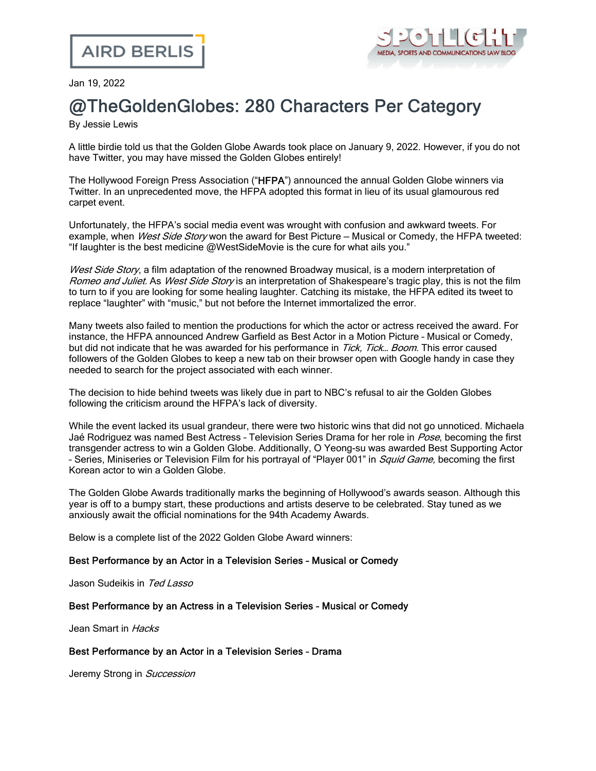Jan 19, 2022

# @TheGoldenGlobes: 280 Characters Per Category

By Jessie Lewis

A little birdie told us that the Golden Globe Awards took place on January 9, 2022. However, if you do not have Twitter, you may have missed the Golden Globes entirely!

The Hollywood Foreign Press Association ("**HFPA**") announced the annual Golden Globe winners via Twitter. In an unprecedented move, the HFPA adopted this format in lieu of its usual glamourous red carpet event.

Unfortunately, the HFPA's social media event was wrought with confusion and awkward tweets. For example, when *West Side Story* won the award for Best Picture – Musical or Comedy, the HFPA tweeted: "If laughter is the best medicine @WestSideMovie is the cure for what ails you."

*West Side Story*, a film adaptation of the renowned Broadway musical, is a modern interpretation of *Romeo and Juliet.* As *West Side Story* is an interpretation of Shakespeare's tragic play, this is not the film to turn to if you are looking for some healing laughter. Catching its mistake, the HFPA edited its tweet to replace "laughter" with "music," but not before the Internet immortalized the error.

Many tweets also failed to mention the productions for which the actor or actress received the award. For instance, the HFPA announced Andrew Garfield as Best Actor in a Motion Picture – Musical or Comedy, but did not indicate that he was awarded for his performance in *Tick, Tick… Boom*. This error caused followers of the Golden Globes to keep a new tab on their browser open with Google handy in case they needed to search for the project associated with each winner.

The decision to hide behind tweets was likely due in part to NBC's refusal to air the Golden Globes following the criticism around the HFPA's lack of diversity.

While the event lacked its usual grandeur, there were two historic wins that did not go unnoticed. Michaela Jaé Rodriguez was named Best Actress – Television Series Drama for her role in *Pose*, becoming the first transgender actress to win a Golden Globe. Additionally, O Yeong-su was awarded Best Supporting Actor – Series, Miniseries or Television Film for his portrayal of "Player 001" in *Squid Game,* becoming the first Korean actor to win a Golden Globe.

The Golden Globe Awards traditionally marks the beginning of Hollywood's awards season. Although this year is off to a bumpy start, these productions and artists deserve to be celebrated. Stay tuned as we anxiously await the official nominations for the 94th Academy Awards.

Below is a complete list of the 2022 Golden Globe Award winners:

**Best Performance by an Actor in a Television Series – Musical or Comedy**

Jason Sudeikis in *Ted Lasso*

**Best Performance by an Actress in a Television Series – Musical or Comedy**

Jean Smart in *Hacks*

**Best Performance by an Actor in a Television Series – Drama**

Jeremy Strong in *Succession*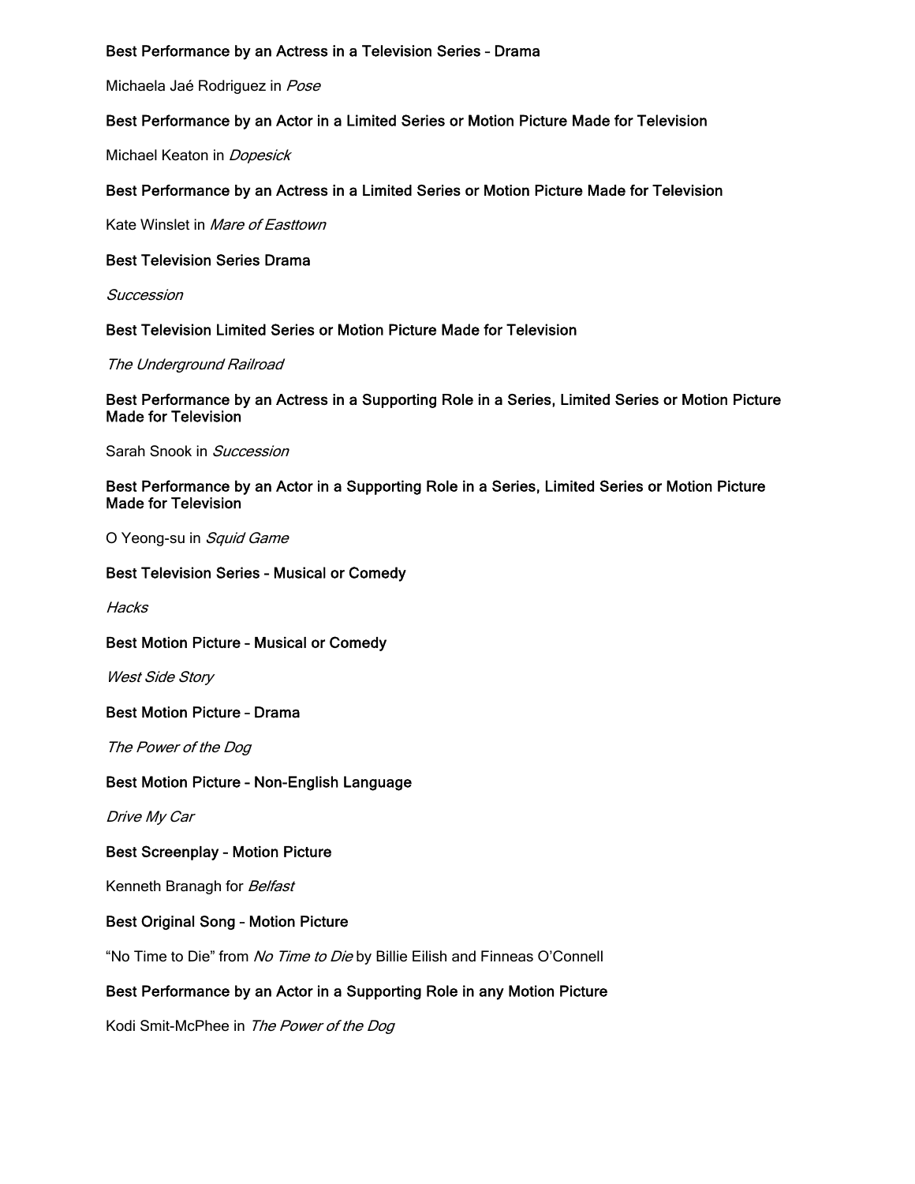**Best Performance by an Actress in a Television Series – Drama**

Michaela Jaé Rodriguez in *Pose*

**Best Performance by an Actor in a Limited Series or Motion Picture Made for Television**

Michael Keaton in *Dopesick*

**Best Performance by an Actress in a Limited Series or Motion Picture Made for Television**

Kate Winslet in *Mare of Easttown*

**Best Television Series Drama**

*Succession*

**Best Television Limited Series or Motion Picture Made for Television**

*The Underground Railroad*

**Best Performance by an Actress in a Supporting Role in a Series, Limited Series or Motion Picture Made for Television**

Sarah Snook in *Succession*

**Best Performance by an Actor in a Supporting Role in a Series, Limited Series or Motion Picture Made for Television**

O Yeong-su in *Squid Game*

**Best Television Series – Musical or Comedy**

*Hacks*

**Best Motion Picture – Musical or Comedy**

*West Side Story*

**Best Motion Picture – Drama**

*The Power of the Dog*

**Best Motion Picture – Non-English Language**

*Drive My Car*

**Best Screenplay – Motion Picture**

Kenneth Branagh for *Belfast*

**Best Original Song – Motion Picture**

"No Time to Die" from *No Time to Die* by Billie Eilish and Finneas O'Connell

**Best Performance by an Actor in a Supporting Role in any Motion Picture**

Kodi Smit-McPhee in *The Power of the Dog*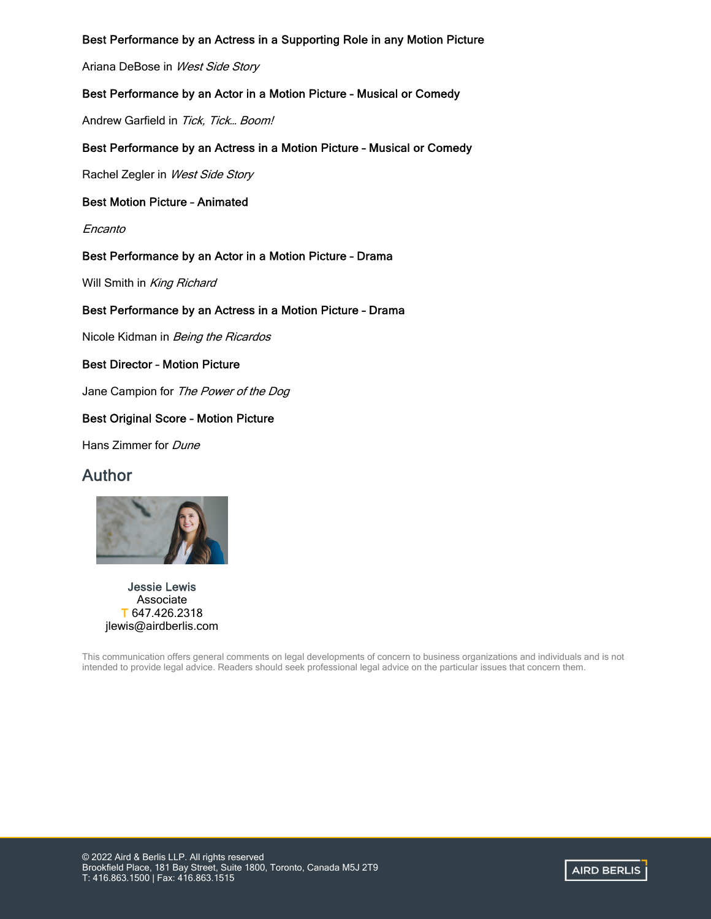**Best Performance by an Actress in a Supporting Role in any Motion Picture**

Ariana DeBose in *West Side Story*

**Best Performance by an Actor in a Motion Picture – Musical or Comedy**

Andrew Garfield in *Tick, Tick… Boom!*

**Best Performance by an Actress in a Motion Picture – Musical or Comedy**

Rachel Zegler in *West Side Story*

**Best Motion Picture – Animated**

*Encanto*

**Best Performance by an Actor in a Motion Picture – Drama**

Will Smith in *King Richard*

**Best Performance by an Actress in a Motion Picture – Drama**

Nicole Kidman in *Being the Ricardos*

**Best Director – Motion Picture**

Jane Campion for *The Power of the Dog*

**Best Original Score – Motion Picture**

Hans Zimmer for *Dune*

## Author

Jessie Lewis
Associate
T 647.426.2318
jlewis@airdberlis.com

This communication offers general comments on legal developments of concern to business organizations and individuals and is not intended to provide legal advice. Readers should seek professional legal advice on the particular issues that concern them.

© 2022 Aird & Berlis LLP. All rights reserved
Brookfield Place, 181 Bay Street, Suite 1800, Toronto, Canada M5J 2T9
T: 416.863.1500 | Fax: 416.863.1515

AIRD BERLIS